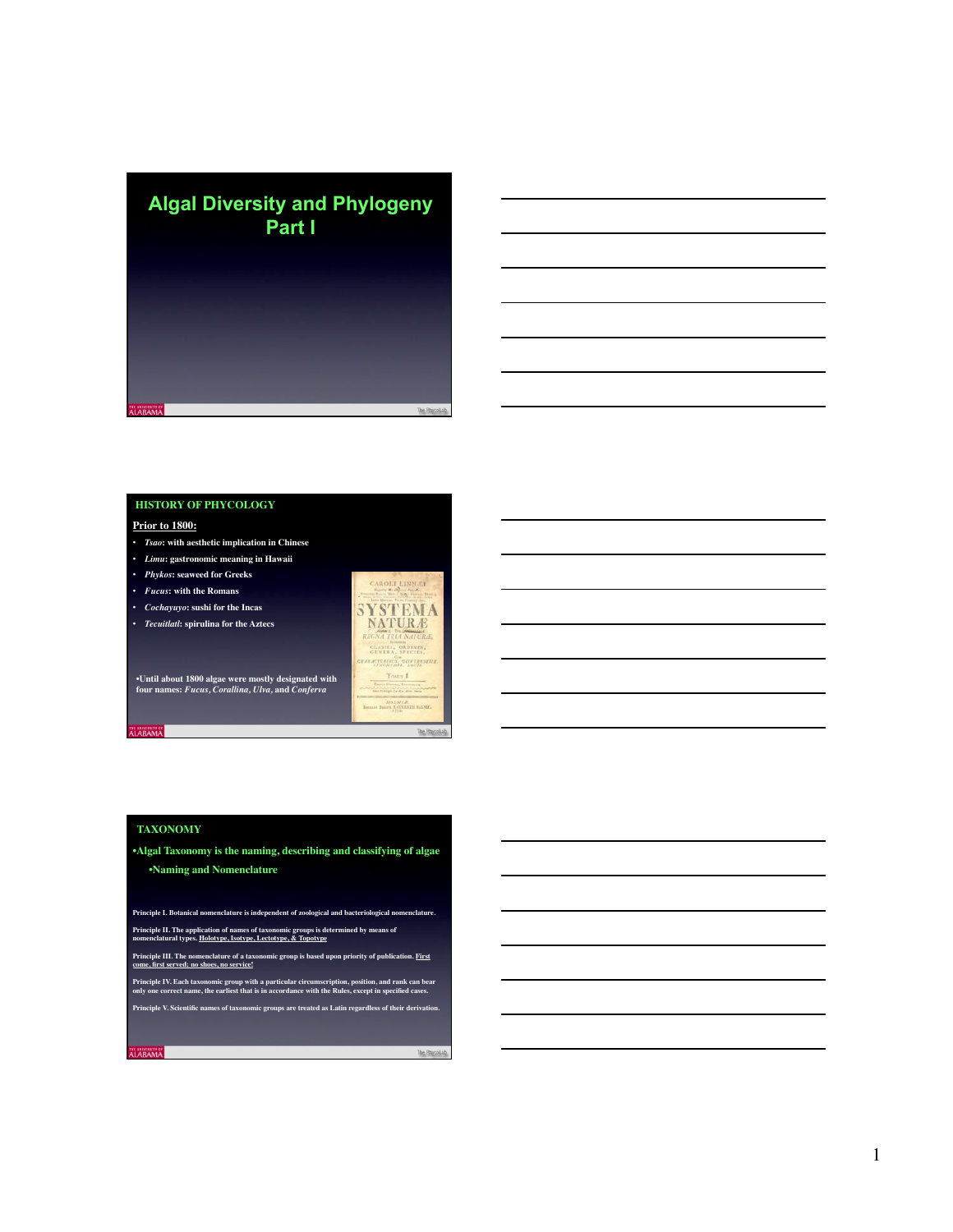# Algal Diversity and Phylogeny Part I

## HISTORY OF PHYCOLOGY

**Prior to 1800:**

- ***Tsao*: with aesthetic implication in Chinese**
- ***Limu*: gastronomic meaning in Hawaii**
- ***Phykos*: seaweed for Greeks**
- ***Fucus*: with the Romans**
- ***Cochayuyo*: sushi for the Incas**
- ***Tecuitlatl*: spirulina for the Aztecs**

•Until about 1800 algae were mostly designated with four names: *Fucus*, *Corallina*, *Ulva*, and *Conferva*

## TAXONOMY

•Algal Taxonomy is the naming, describing and classifying of algae

•Naming and Nomenclature

**Principle I.** Botanical nomenclature is independent of zoological and bacteriological nomenclature.

**Principle II.** The application of names of taxonomic groups is determined by means of nomenclatural types. Holotype, Isotype, Lectotype, & Topotype

**Principle III.** The nomenclature of a taxonomic group is based upon priority of publication. First come, first served; no shoes, no service!

**Principle IV.** Each taxonomic group with a particular circumscription, position, and rank can bear only one correct name, the earliest that is in accordance with the Rules, except in specified cases.

**Principle V.** Scientific names of taxonomic groups are treated as Latin regardless of their derivation.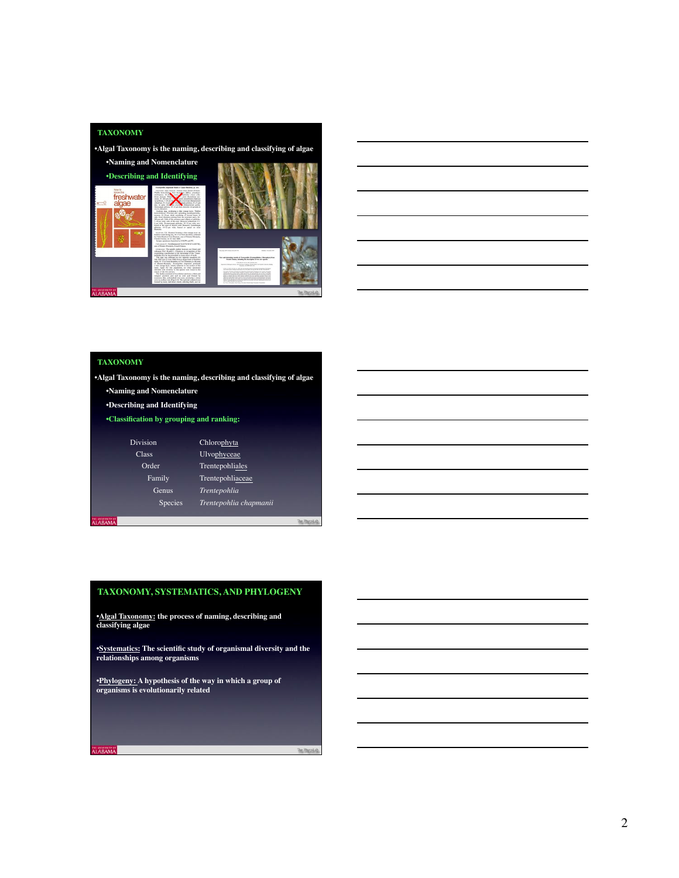## TAXONOMY

- Algal Taxonomy is the naming, describing and classifying of algae
  - Naming and Nomenclature
  - Describing and Identifying

## TAXONOMY

- Algal Taxonomy is the naming, describing and classifying of algae
  - Naming and Nomenclature
  - Describing and Identifying
  - Classification by grouping and ranking:

| Rank | Example |
| --- | --- |
| Division | Chloro<u>phyta</u> |
| Class | Ulvo<u>phyceae</u> |
| Order | Trentepohli<u>ales</u> |
| Family | Trentepohli<u>aceae</u> |
| Genus | *Trentepohlia* |
| Species | *Trentepohlia chapmanii* |

## TAXONOMY, SYSTEMATICS, AND PHYLOGENY

- **<u>Algal Taxonomy:</u> the process of naming, describing and classifying algae**
- **<u>Systematics:</u> The scientific study of organismal diversity and the relationships among organisms**
- **<u>Phylogeny:</u> A hypothesis of the way in which a group of organisms is evolutionarily related**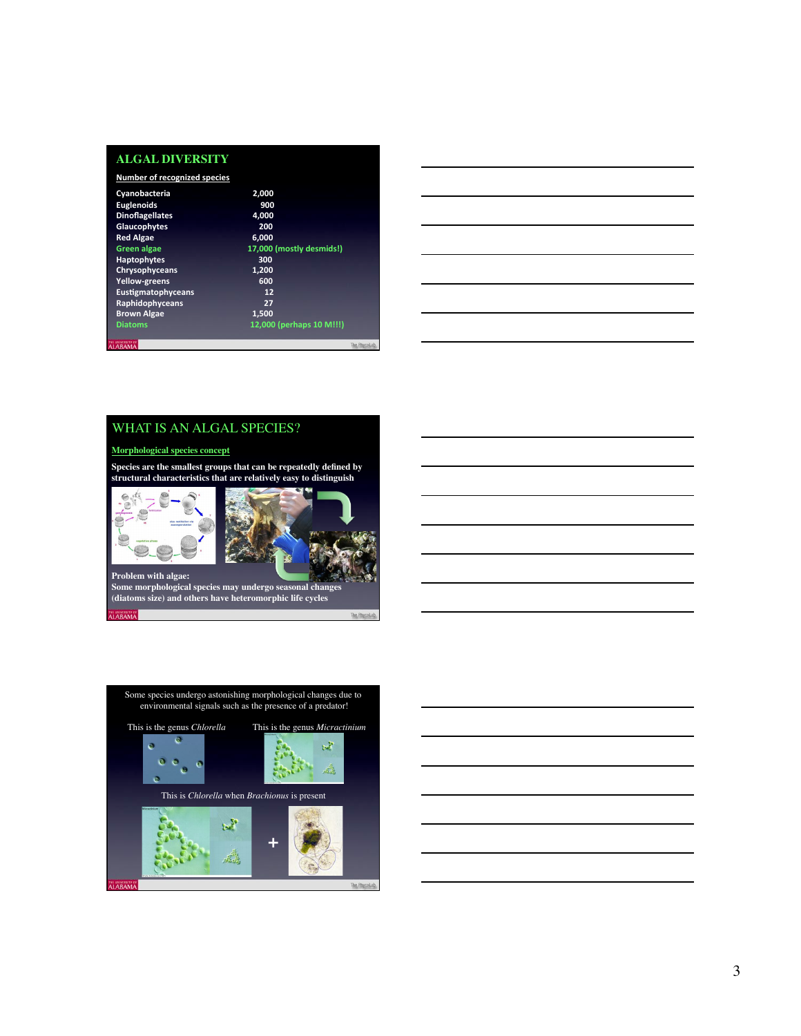## ALGAL DIVERSITY

**Number of recognized species**

| | |
|---|---|
| Cyanobacteria | 2,000 |
| Euglenoids | 900 |
| Dinoflagellates | 4,000 |
| Glaucophytes | 200 |
| Red Algae | 6,000 |
| Green algae | 17,000 (mostly desmids!) |
| Haptophytes | 300 |
| Chrysophyceans | 1,200 |
| Yellow-greens | 600 |
| Eustigmatophyceans | 12 |
| Raphidophyceans | 27 |
| Brown Algae | 1,500 |
| Diatoms | 12,000 (perhaps 10 M!!!) |

## WHAT IS AN ALGAL SPECIES?

**Morphological species concept**

**Species are the smallest groups that can be repeatedly defined by structural characteristics that are relatively easy to distinguish**

**Problem with algae:**
**Some morphological species may undergo seasonal changes (diatoms size) and others have heteromorphic life cycles**

Some species undergo astonishing morphological changes due to environmental signals such as the presence of a predator!

This is the genus *Chlorella*

This is the genus *Micractinium*

This is *Chlorella* when *Brachionus* is present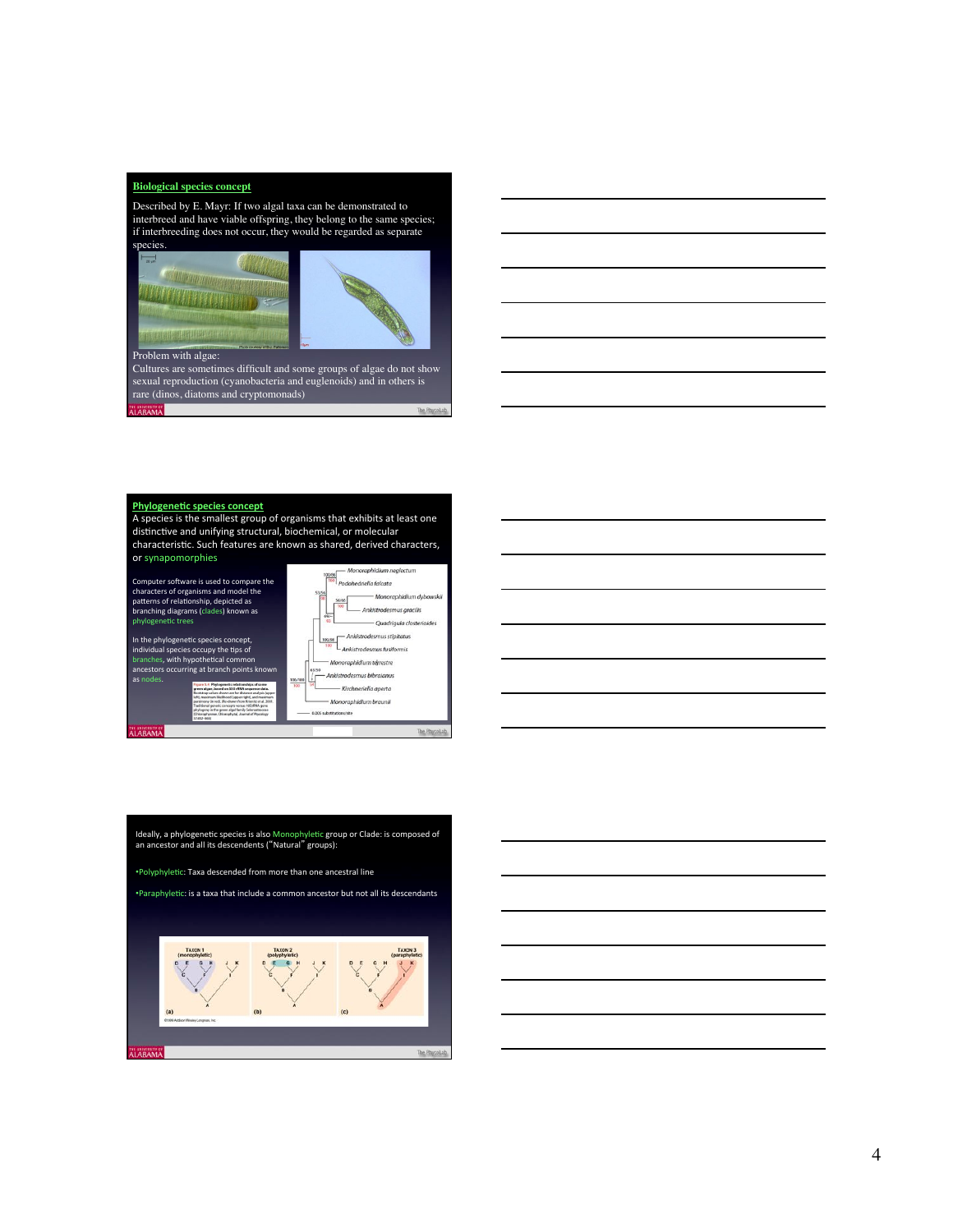## Biological species concept

Described by E. Mayr: If two algal taxa can be demonstrated to interbreed and have viable offspring, they belong to the same species; if interbreeding does not occur, they would be regarded as separate species.

Problem with algae:
Cultures are sometimes difficult and some groups of algae do not show sexual reproduction (cyanobacteria and euglenoids) and in others is rare (dinos, diatoms and cryptomonads)

## Phylogenetic species concept

A species is the smallest group of organisms that exhibits at least one distinctive and unifying structural, biochemical, or molecular characteristic. Such features are known as shared, derived characters, or synapomorphies

Computer software is used to compare the characters of organisms and model the patterns of relationship, depicted as branching diagrams (clades) known as phylogenetic trees

In the phylogenetic species concept, individual species occupy the tips of branches, with hypothetical common ancestors occurring at branch points known as nodes.

Ideally, a phylogenetic species is also Monophyletic group or Clade: is composed of an ancestor and all its descendents ("Natural" groups):

- Polyphyletic: Taxa descended from more than one ancestral line
- Paraphyletic: is a taxa that include a common ancestor but not all its descendants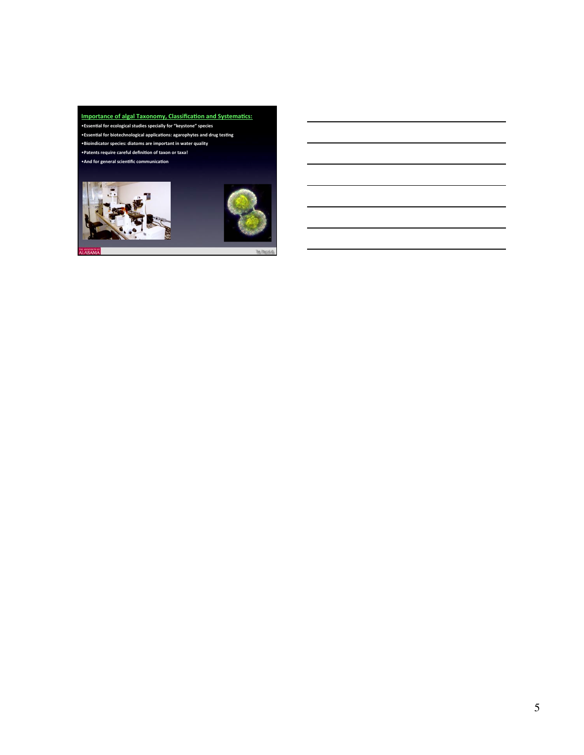## Importance of algal Taxonomy, Classification and Systematics:

- Essential for ecological studies specially for "keystone" species
- Essential for biotechnological applications: agarophytes and drug testing
- Bioindicator species: diatoms are important in water quality
- Patents require careful definition of taxon or taxa!
- And for general scientific communication